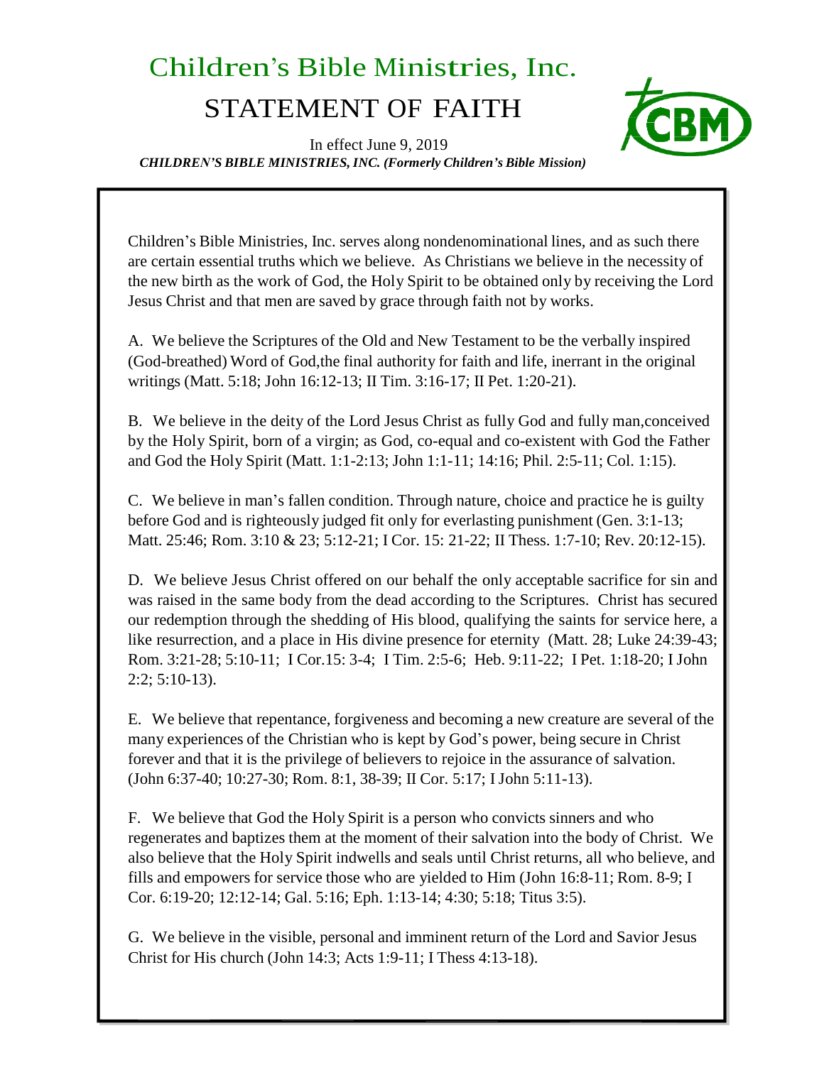# Children's Bible Ministries, Inc.

## STATEMENT OF FAITH

In effect June 9, 2019

***CHILDREN'S BIBLE MINISTRIES, INC. (Formerly Children's Bible Mission)***

Children's Bible Ministries, Inc. serves along nondenominational lines, and as such there are certain essential truths which we believe. As Christians we believe in the necessity of the new birth as the work of God, the Holy Spirit to be obtained only by receiving the Lord Jesus Christ and that men are saved by grace through faith not by works.

A. We believe the Scriptures of the Old and New Testament to be the verbally inspired (God-breathed) Word of God,the final authority for faith and life, inerrant in the original writings (Matt. 5:18; John 16:12-13; II Tim. 3:16-17; II Pet. 1:20-21).

B. We believe in the deity of the Lord Jesus Christ as fully God and fully man,conceived by the Holy Spirit, born of a virgin; as God, co-equal and co-existent with God the Father and God the Holy Spirit (Matt. 1:1-2:13; John 1:1-11; 14:16; Phil. 2:5-11; Col. 1:15).

C. We believe in man's fallen condition. Through nature, choice and practice he is guilty before God and is righteously judged fit only for everlasting punishment (Gen. 3:1-13; Matt. 25:46; Rom. 3:10 & 23; 5:12-21; I Cor. 15: 21-22; II Thess. 1:7-10; Rev. 20:12-15).

D. We believe Jesus Christ offered on our behalf the only acceptable sacrifice for sin and was raised in the same body from the dead according to the Scriptures. Christ has secured our redemption through the shedding of His blood, qualifying the saints for service here, a like resurrection, and a place in His divine presence for eternity (Matt. 28; Luke 24:39-43; Rom. 3:21-28; 5:10-11; I Cor.15: 3-4; I Tim. 2:5-6; Heb. 9:11-22; I Pet. 1:18-20; I John 2:2; 5:10-13).

E. We believe that repentance, forgiveness and becoming a new creature are several of the many experiences of the Christian who is kept by God's power, being secure in Christ forever and that it is the privilege of believers to rejoice in the assurance of salvation. (John 6:37-40; 10:27-30; Rom. 8:1, 38-39; II Cor. 5:17; I John 5:11-13).

F. We believe that God the Holy Spirit is a person who convicts sinners and who regenerates and baptizes them at the moment of their salvation into the body of Christ. We also believe that the Holy Spirit indwells and seals until Christ returns, all who believe, and fills and empowers for service those who are yielded to Him (John 16:8-11; Rom. 8-9; I Cor. 6:19-20; 12:12-14; Gal. 5:16; Eph. 1:13-14; 4:30; 5:18; Titus 3:5).

G. We believe in the visible, personal and imminent return of the Lord and Savior Jesus Christ for His church (John 14:3; Acts 1:9-11; I Thess 4:13-18).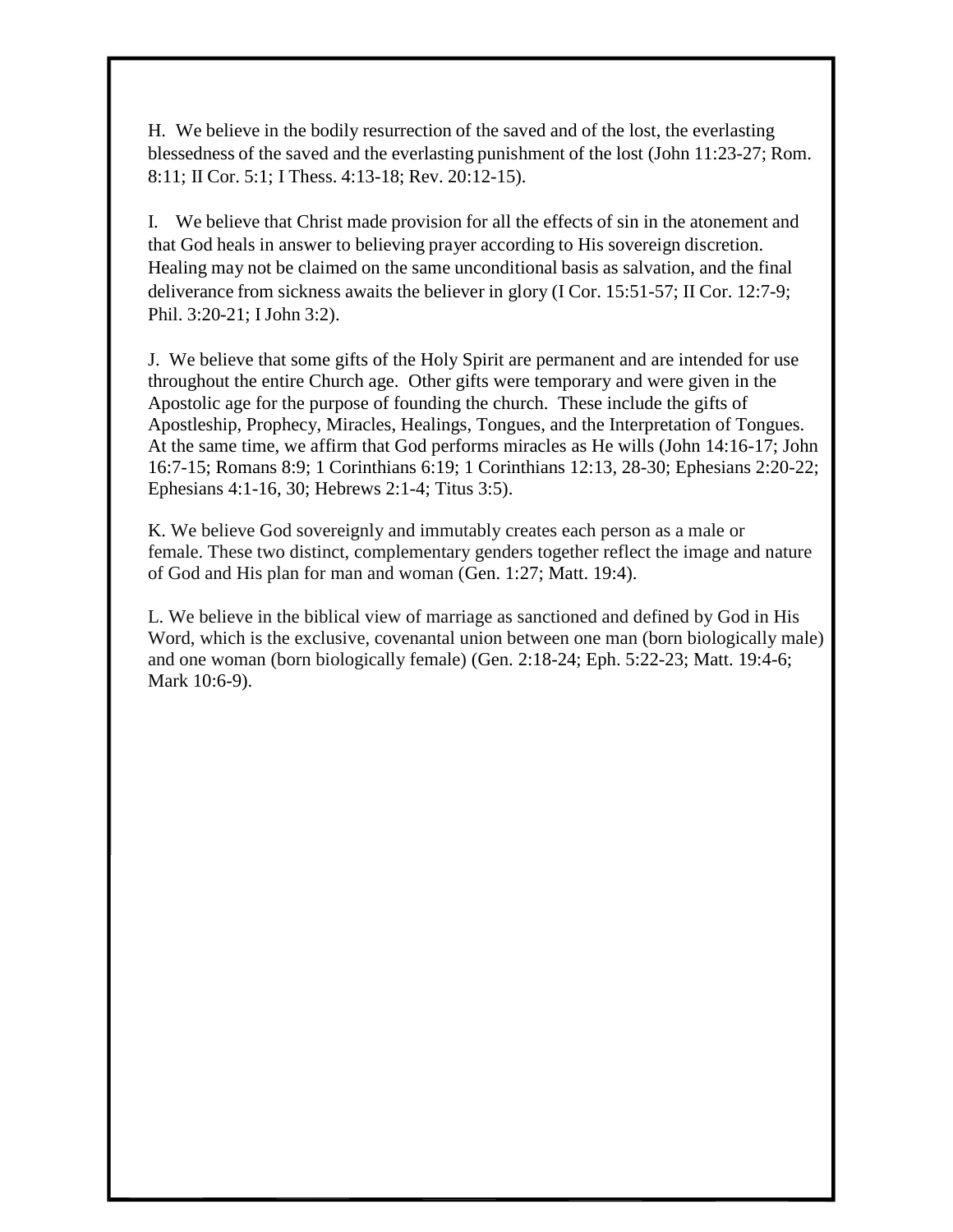H. We believe in the bodily resurrection of the saved and of the lost, the everlasting blessedness of the saved and the everlasting punishment of the lost (John 11:23-27; Rom. 8:11; II Cor. 5:1; I Thess. 4:13-18; Rev. 20:12-15).

I. We believe that Christ made provision for all the effects of sin in the atonement and that God heals in answer to believing prayer according to His sovereign discretion. Healing may not be claimed on the same unconditional basis as salvation, and the final deliverance from sickness awaits the believer in glory (I Cor. 15:51-57; II Cor. 12:7-9; Phil. 3:20-21; I John 3:2).

J. We believe that some gifts of the Holy Spirit are permanent and are intended for use throughout the entire Church age. Other gifts were temporary and were given in the Apostolic age for the purpose of founding the church. These include the gifts of Apostleship, Prophecy, Miracles, Healings, Tongues, and the Interpretation of Tongues. At the same time, we affirm that God performs miracles as He wills (John 14:16-17; John 16:7-15; Romans 8:9; 1 Corinthians 6:19; 1 Corinthians 12:13, 28-30; Ephesians 2:20-22; Ephesians 4:1-16, 30; Hebrews 2:1-4; Titus 3:5).

K. We believe God sovereignly and immutably creates each person as a male or female. These two distinct, complementary genders together reflect the image and nature of God and His plan for man and woman (Gen. 1:27; Matt. 19:4).

L. We believe in the biblical view of marriage as sanctioned and defined by God in His Word, which is the exclusive, covenantal union between one man (born biologically male) and one woman (born biologically female) (Gen. 2:18-24; Eph. 5:22-23; Matt. 19:4-6; Mark 10:6-9).